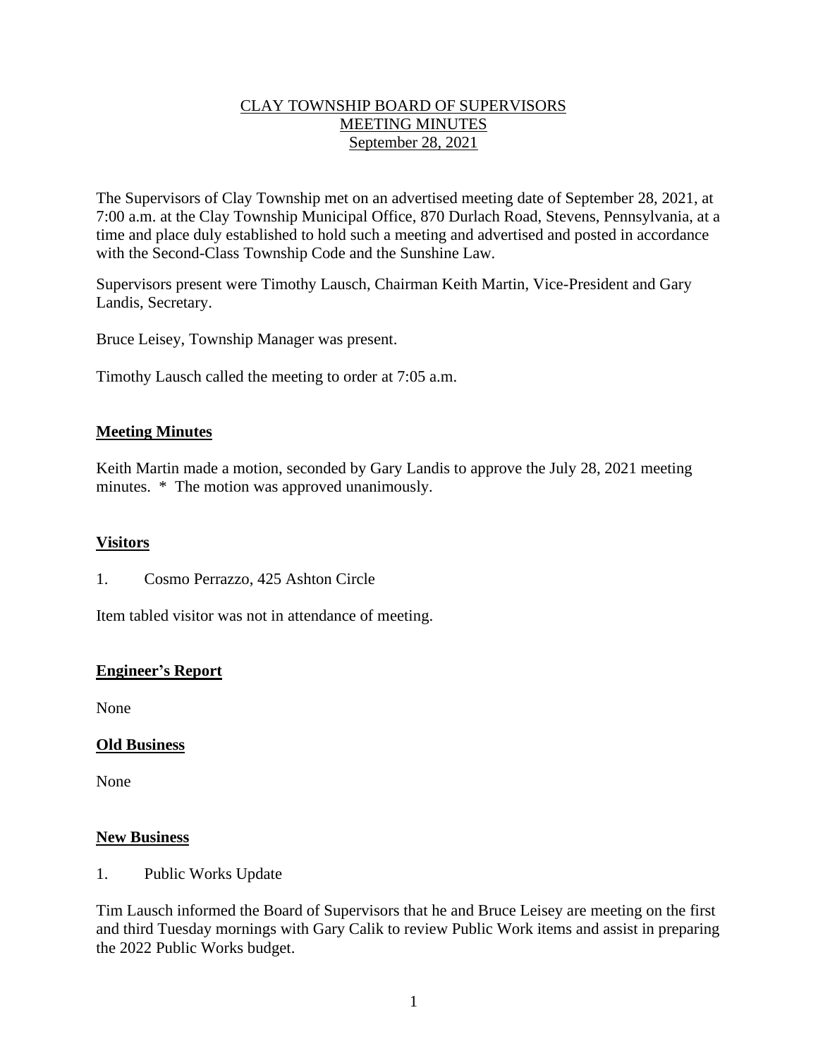<u>CLAY TOWNSHIP BOARD OF SUPERVISORS</u>
<u>MEETING MINUTES</u>
<u>September 28, 2021</u>

The Supervisors of Clay Township met on an advertised meeting date of September 28, 2021, at 7:00 a.m. at the Clay Township Municipal Office, 870 Durlach Road, Stevens, Pennsylvania, at a time and place duly established to hold such a meeting and advertised and posted in accordance with the Second-Class Township Code and the Sunshine Law.

Supervisors present were Timothy Lausch, Chairman Keith Martin, Vice-President and Gary Landis, Secretary.

Bruce Leisey, Township Manager was present.

Timothy Lausch called the meeting to order at 7:05 a.m.

## Meeting Minutes

Keith Martin made a motion, seconded by Gary Landis to approve the July 28, 2021 meeting minutes. * The motion was approved unanimously.

## Visitors

1. Cosmo Perrazzo, 425 Ashton Circle

Item tabled visitor was not in attendance of meeting.

## Engineer's Report

None

## Old Business

None

## New Business

1. Public Works Update

Tim Lausch informed the Board of Supervisors that he and Bruce Leisey are meeting on the first and third Tuesday mornings with Gary Calik to review Public Work items and assist in preparing the 2022 Public Works budget.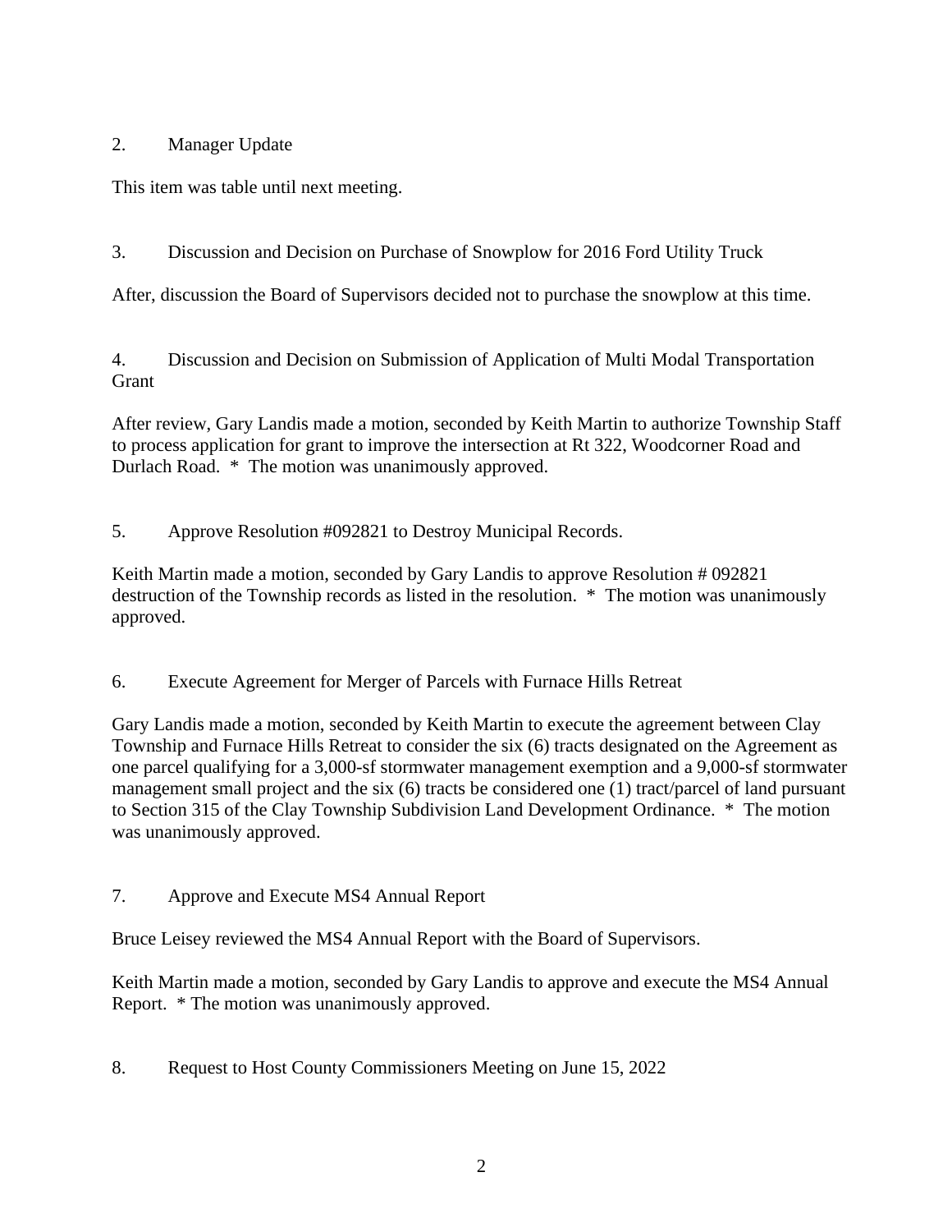2. Manager Update

This item was table until next meeting.

3. Discussion and Decision on Purchase of Snowplow for 2016 Ford Utility Truck

After, discussion the Board of Supervisors decided not to purchase the snowplow at this time.

4. Discussion and Decision on Submission of Application of Multi Modal Transportation Grant

After review, Gary Landis made a motion, seconded by Keith Martin to authorize Township Staff to process application for grant to improve the intersection at Rt 322, Woodcorner Road and Durlach Road. * The motion was unanimously approved.

5. Approve Resolution #092821 to Destroy Municipal Records.

Keith Martin made a motion, seconded by Gary Landis to approve Resolution # 092821 destruction of the Township records as listed in the resolution. * The motion was unanimously approved.

6. Execute Agreement for Merger of Parcels with Furnace Hills Retreat

Gary Landis made a motion, seconded by Keith Martin to execute the agreement between Clay Township and Furnace Hills Retreat to consider the six (6) tracts designated on the Agreement as one parcel qualifying for a 3,000-sf stormwater management exemption and a 9,000-sf stormwater management small project and the six (6) tracts be considered one (1) tract/parcel of land pursuant to Section 315 of the Clay Township Subdivision Land Development Ordinance. * The motion was unanimously approved.

7. Approve and Execute MS4 Annual Report

Bruce Leisey reviewed the MS4 Annual Report with the Board of Supervisors.

Keith Martin made a motion, seconded by Gary Landis to approve and execute the MS4 Annual Report. * The motion was unanimously approved.

8. Request to Host County Commissioners Meeting on June 15, 2022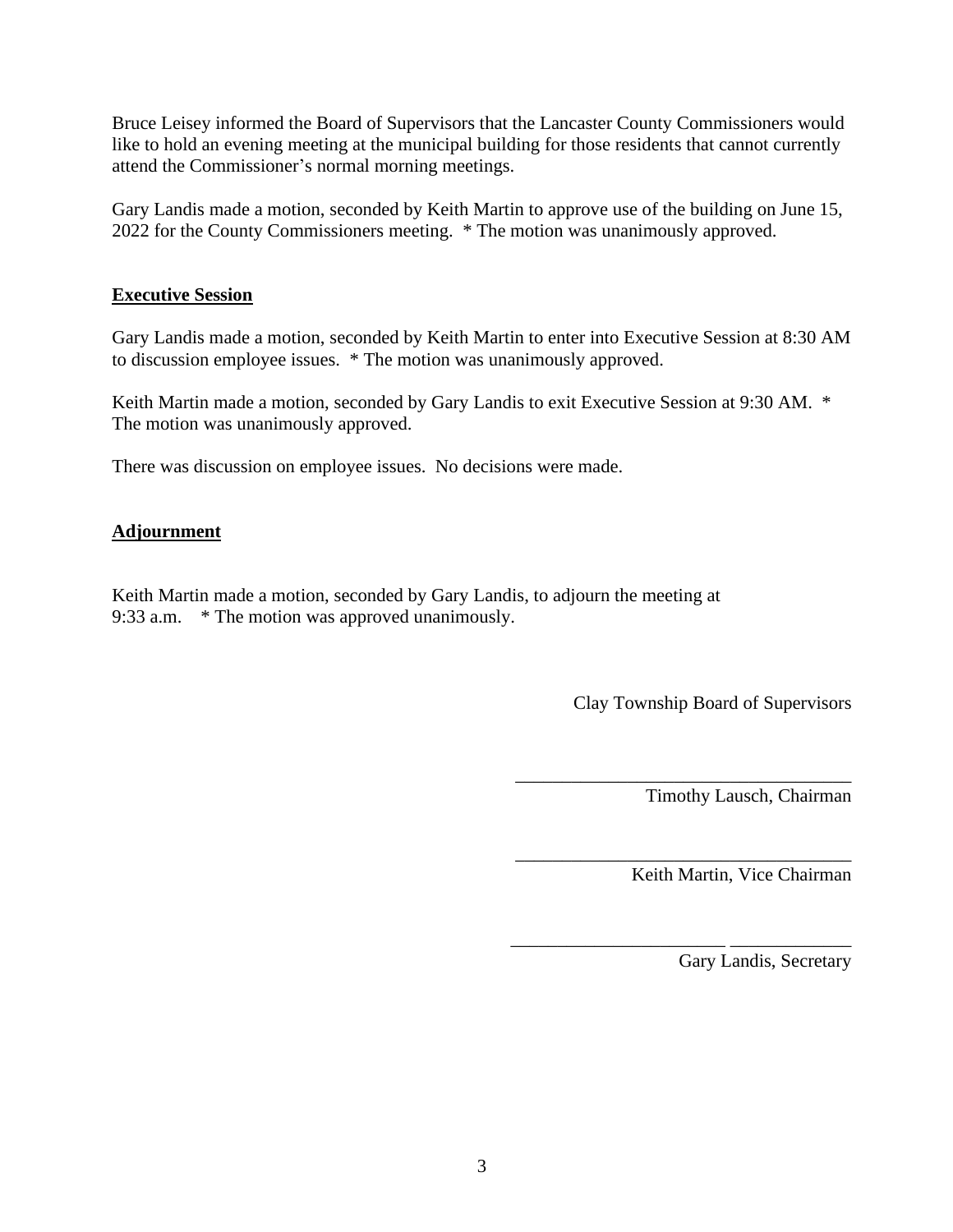Bruce Leisey informed the Board of Supervisors that the Lancaster County Commissioners would like to hold an evening meeting at the municipal building for those residents that cannot currently attend the Commissioner's normal morning meetings.

Gary Landis made a motion, seconded by Keith Martin to approve use of the building on June 15, 2022 for the County Commissioners meeting. * The motion was unanimously approved.

**Executive Session**

Gary Landis made a motion, seconded by Keith Martin to enter into Executive Session at 8:30 AM to discussion employee issues. * The motion was unanimously approved.

Keith Martin made a motion, seconded by Gary Landis to exit Executive Session at 9:30 AM. * The motion was unanimously approved.

There was discussion on employee issues. No decisions were made.

**Adjournment**

Keith Martin made a motion, seconded by Gary Landis, to adjourn the meeting at 9:33 a.m. * The motion was approved unanimously.

Clay Township Board of Supervisors

_____________________________________
Timothy Lausch, Chairman

_____________________________________
Keith Martin, Vice Chairman

_____________________________________
Gary Landis, Secretary